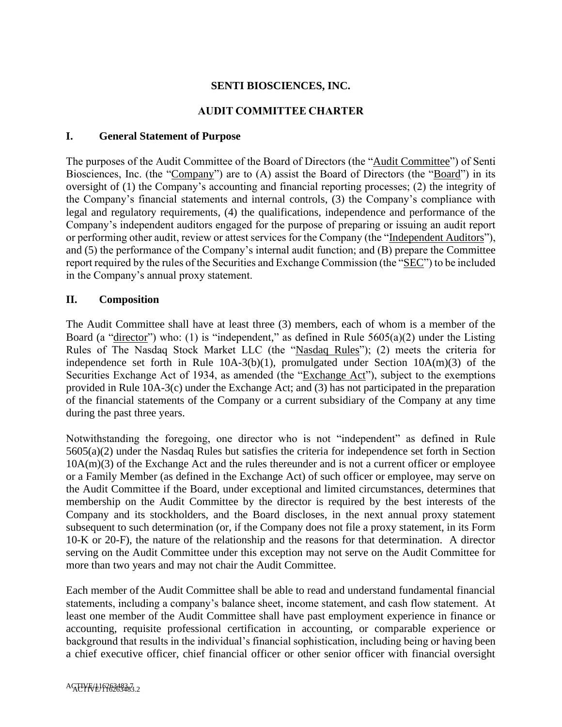# SENTI BIOSCIENCES, INC.

## AUDIT COMMITTEE CHARTER

### I. General Statement of Purpose

The purposes of the Audit Committee of the Board of Directors (the "Audit Committee") of Senti Biosciences, Inc. (the "Company") are to (A) assist the Board of Directors (the "Board") in its oversight of (1) the Company's accounting and financial reporting processes; (2) the integrity of the Company's financial statements and internal controls, (3) the Company's compliance with legal and regulatory requirements, (4) the qualifications, independence and performance of the Company's independent auditors engaged for the purpose of preparing or issuing an audit report or performing other audit, review or attest services for the Company (the "Independent Auditors"), and (5) the performance of the Company's internal audit function; and (B) prepare the Committee report required by the rules of the Securities and Exchange Commission (the "SEC") to be included in the Company's annual proxy statement.

### II. Composition

The Audit Committee shall have at least three (3) members, each of whom is a member of the Board (a "director") who: (1) is "independent," as defined in Rule 5605(a)(2) under the Listing Rules of The Nasdaq Stock Market LLC (the "Nasdaq Rules"); (2) meets the criteria for independence set forth in Rule 10A-3(b)(1), promulgated under Section 10A(m)(3) of the Securities Exchange Act of 1934, as amended (the "Exchange Act"), subject to the exemptions provided in Rule 10A-3(c) under the Exchange Act; and (3) has not participated in the preparation of the financial statements of the Company or a current subsidiary of the Company at any time during the past three years.

Notwithstanding the foregoing, one director who is not "independent" as defined in Rule 5605(a)(2) under the Nasdaq Rules but satisfies the criteria for independence set forth in Section 10A(m)(3) of the Exchange Act and the rules thereunder and is not a current officer or employee or a Family Member (as defined in the Exchange Act) of such officer or employee, may serve on the Audit Committee if the Board, under exceptional and limited circumstances, determines that membership on the Audit Committee by the director is required by the best interests of the Company and its stockholders, and the Board discloses, in the next annual proxy statement subsequent to such determination (or, if the Company does not file a proxy statement, in its Form 10-K or 20-F), the nature of the relationship and the reasons for that determination. A director serving on the Audit Committee under this exception may not serve on the Audit Committee for more than two years and may not chair the Audit Committee.

Each member of the Audit Committee shall be able to read and understand fundamental financial statements, including a company's balance sheet, income statement, and cash flow statement. At least one member of the Audit Committee shall have past employment experience in finance or accounting, requisite professional certification in accounting, or comparable experience or background that results in the individual's financial sophistication, including being or having been a chief executive officer, chief financial officer or other senior officer with financial oversight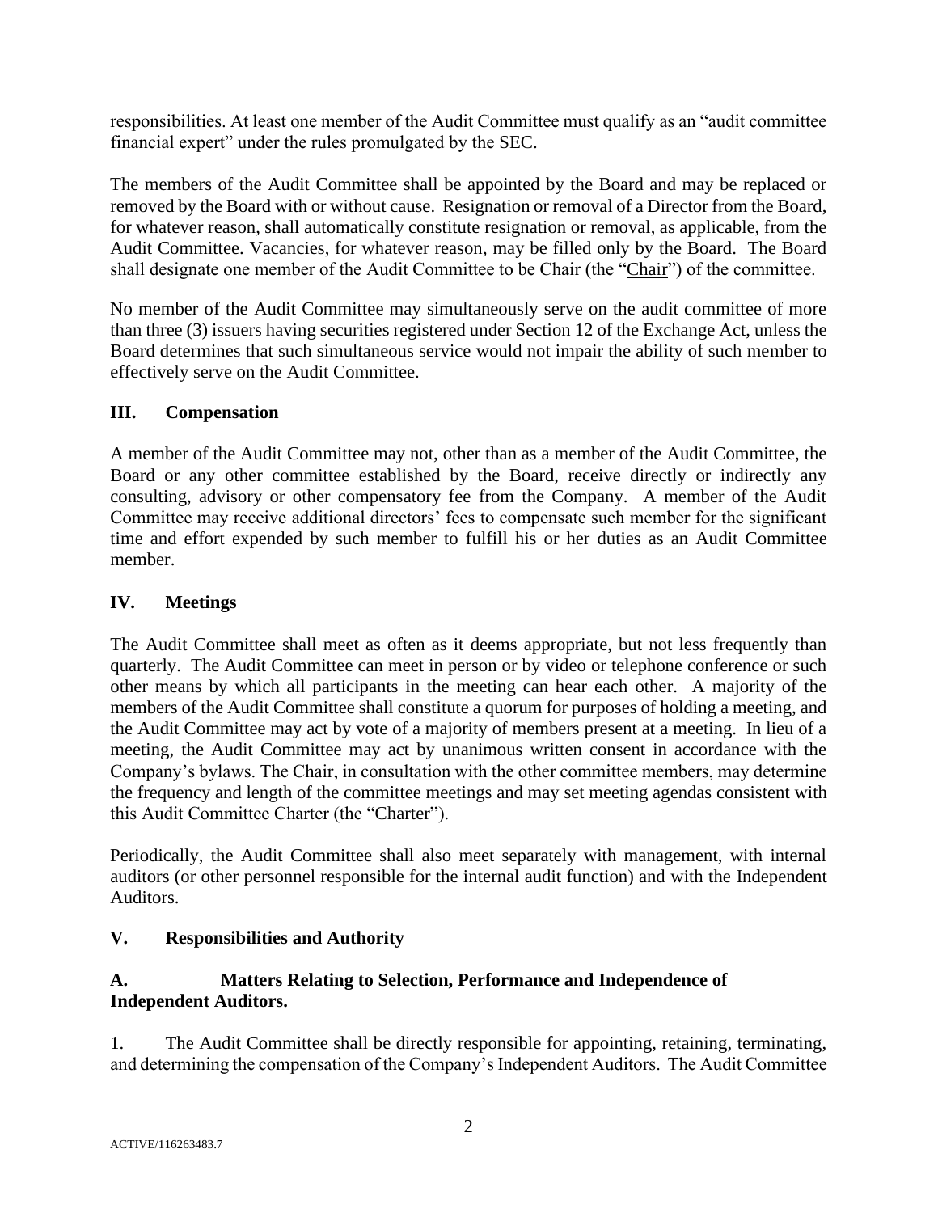responsibilities. At least one member of the Audit Committee must qualify as an "audit committee financial expert" under the rules promulgated by the SEC.

The members of the Audit Committee shall be appointed by the Board and may be replaced or removed by the Board with or without cause. Resignation or removal of a Director from the Board, for whatever reason, shall automatically constitute resignation or removal, as applicable, from the Audit Committee. Vacancies, for whatever reason, may be filled only by the Board. The Board shall designate one member of the Audit Committee to be Chair (the "Chair") of the committee.

No member of the Audit Committee may simultaneously serve on the audit committee of more than three (3) issuers having securities registered under Section 12 of the Exchange Act, unless the Board determines that such simultaneous service would not impair the ability of such member to effectively serve on the Audit Committee.

## III. Compensation

A member of the Audit Committee may not, other than as a member of the Audit Committee, the Board or any other committee established by the Board, receive directly or indirectly any consulting, advisory or other compensatory fee from the Company. A member of the Audit Committee may receive additional directors' fees to compensate such member for the significant time and effort expended by such member to fulfill his or her duties as an Audit Committee member.

## IV. Meetings

The Audit Committee shall meet as often as it deems appropriate, but not less frequently than quarterly. The Audit Committee can meet in person or by video or telephone conference or such other means by which all participants in the meeting can hear each other. A majority of the members of the Audit Committee shall constitute a quorum for purposes of holding a meeting, and the Audit Committee may act by vote of a majority of members present at a meeting. In lieu of a meeting, the Audit Committee may act by unanimous written consent in accordance with the Company's bylaws. The Chair, in consultation with the other committee members, may determine the frequency and length of the committee meetings and may set meeting agendas consistent with this Audit Committee Charter (the "Charter").

Periodically, the Audit Committee shall also meet separately with management, with internal auditors (or other personnel responsible for the internal audit function) and with the Independent Auditors.

## V. Responsibilities and Authority

### A. Matters Relating to Selection, Performance and Independence of Independent Auditors.

1. The Audit Committee shall be directly responsible for appointing, retaining, terminating, and determining the compensation of the Company's Independent Auditors. The Audit Committee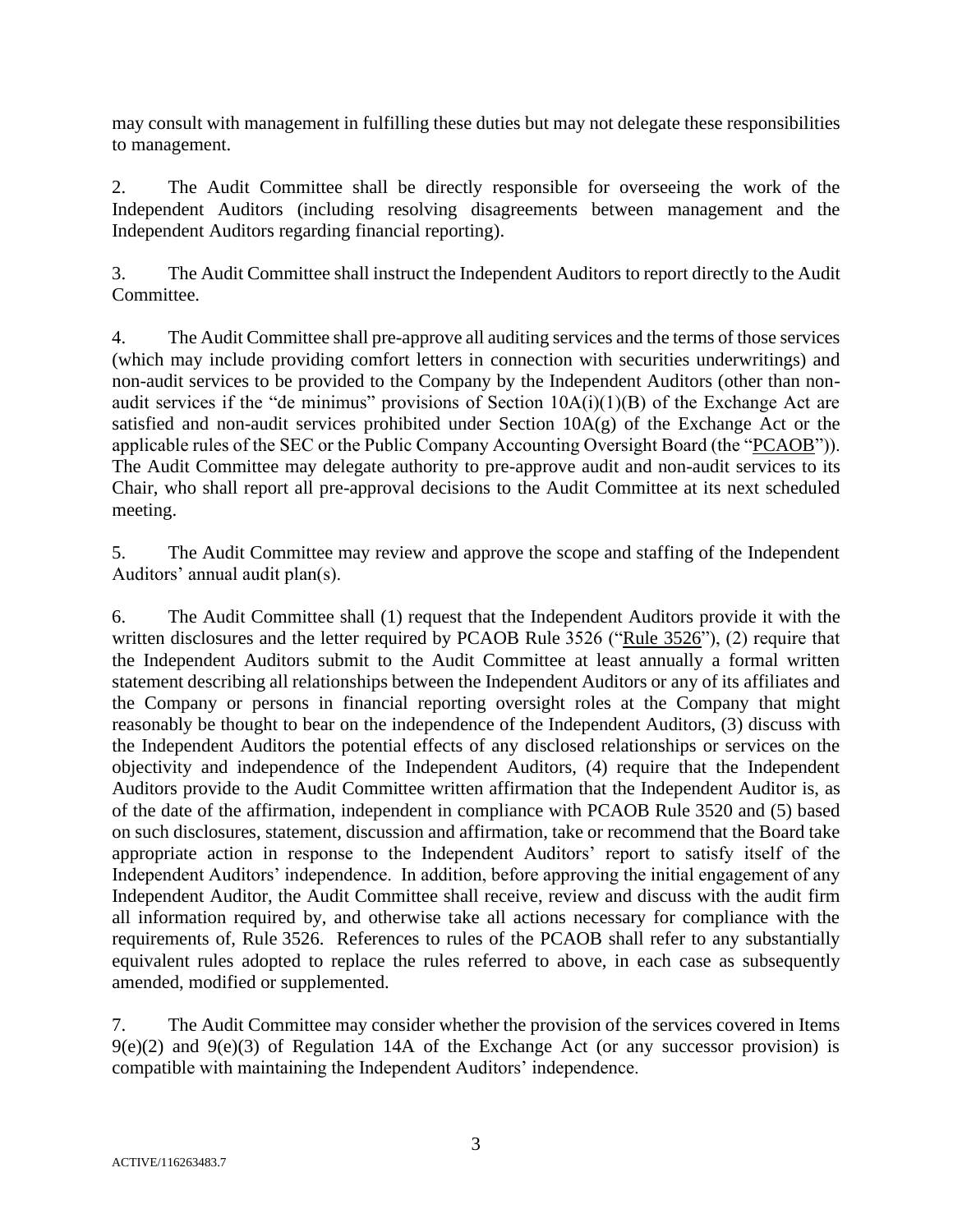may consult with management in fulfilling these duties but may not delegate these responsibilities to management.

2. The Audit Committee shall be directly responsible for overseeing the work of the Independent Auditors (including resolving disagreements between management and the Independent Auditors regarding financial reporting).

3. The Audit Committee shall instruct the Independent Auditors to report directly to the Audit Committee.

4. The Audit Committee shall pre-approve all auditing services and the terms of those services (which may include providing comfort letters in connection with securities underwritings) and non-audit services to be provided to the Company by the Independent Auditors (other than non-audit services if the "de minimus" provisions of Section 10A(i)(1)(B) of the Exchange Act are satisfied and non-audit services prohibited under Section 10A(g) of the Exchange Act or the applicable rules of the SEC or the Public Company Accounting Oversight Board (the "PCAOB")). The Audit Committee may delegate authority to pre-approve audit and non-audit services to its Chair, who shall report all pre-approval decisions to the Audit Committee at its next scheduled meeting.

5. The Audit Committee may review and approve the scope and staffing of the Independent Auditors' annual audit plan(s).

6. The Audit Committee shall (1) request that the Independent Auditors provide it with the written disclosures and the letter required by PCAOB Rule 3526 ("Rule 3526"), (2) require that the Independent Auditors submit to the Audit Committee at least annually a formal written statement describing all relationships between the Independent Auditors or any of its affiliates and the Company or persons in financial reporting oversight roles at the Company that might reasonably be thought to bear on the independence of the Independent Auditors, (3) discuss with the Independent Auditors the potential effects of any disclosed relationships or services on the objectivity and independence of the Independent Auditors, (4) require that the Independent Auditors provide to the Audit Committee written affirmation that the Independent Auditor is, as of the date of the affirmation, independent in compliance with PCAOB Rule 3520 and (5) based on such disclosures, statement, discussion and affirmation, take or recommend that the Board take appropriate action in response to the Independent Auditors' report to satisfy itself of the Independent Auditors' independence. In addition, before approving the initial engagement of any Independent Auditor, the Audit Committee shall receive, review and discuss with the audit firm all information required by, and otherwise take all actions necessary for compliance with the requirements of, Rule 3526. References to rules of the PCAOB shall refer to any substantially equivalent rules adopted to replace the rules referred to above, in each case as subsequently amended, modified or supplemented.

7. The Audit Committee may consider whether the provision of the services covered in Items 9(e)(2) and 9(e)(3) of Regulation 14A of the Exchange Act (or any successor provision) is compatible with maintaining the Independent Auditors' independence.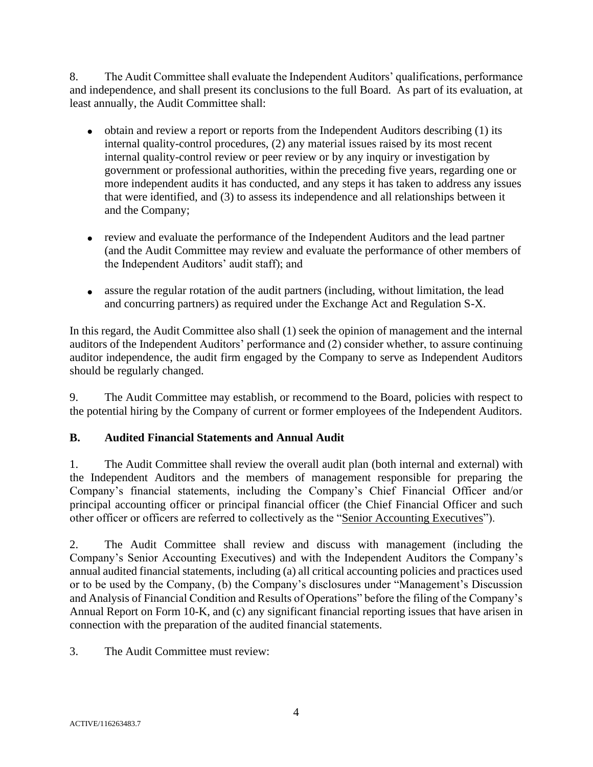8. The Audit Committee shall evaluate the Independent Auditors' qualifications, performance and independence, and shall present its conclusions to the full Board. As part of its evaluation, at least annually, the Audit Committee shall:

- obtain and review a report or reports from the Independent Auditors describing (1) its internal quality-control procedures, (2) any material issues raised by its most recent internal quality-control review or peer review or by any inquiry or investigation by government or professional authorities, within the preceding five years, regarding one or more independent audits it has conducted, and any steps it has taken to address any issues that were identified, and (3) to assess its independence and all relationships between it and the Company;

- review and evaluate the performance of the Independent Auditors and the lead partner (and the Audit Committee may review and evaluate the performance of other members of the Independent Auditors' audit staff); and

- assure the regular rotation of the audit partners (including, without limitation, the lead and concurring partners) as required under the Exchange Act and Regulation S-X.

In this regard, the Audit Committee also shall (1) seek the opinion of management and the internal auditors of the Independent Auditors' performance and (2) consider whether, to assure continuing auditor independence, the audit firm engaged by the Company to serve as Independent Auditors should be regularly changed.

9. The Audit Committee may establish, or recommend to the Board, policies with respect to the potential hiring by the Company of current or former employees of the Independent Auditors.

**B. Audited Financial Statements and Annual Audit**

1. The Audit Committee shall review the overall audit plan (both internal and external) with the Independent Auditors and the members of management responsible for preparing the Company's financial statements, including the Company's Chief Financial Officer and/or principal accounting officer or principal financial officer (the Chief Financial Officer and such other officer or officers are referred to collectively as the "Senior Accounting Executives").

2. The Audit Committee shall review and discuss with management (including the Company's Senior Accounting Executives) and with the Independent Auditors the Company's annual audited financial statements, including (a) all critical accounting policies and practices used or to be used by the Company, (b) the Company's disclosures under "Management's Discussion and Analysis of Financial Condition and Results of Operations" before the filing of the Company's Annual Report on Form 10-K, and (c) any significant financial reporting issues that have arisen in connection with the preparation of the audited financial statements.

3. The Audit Committee must review: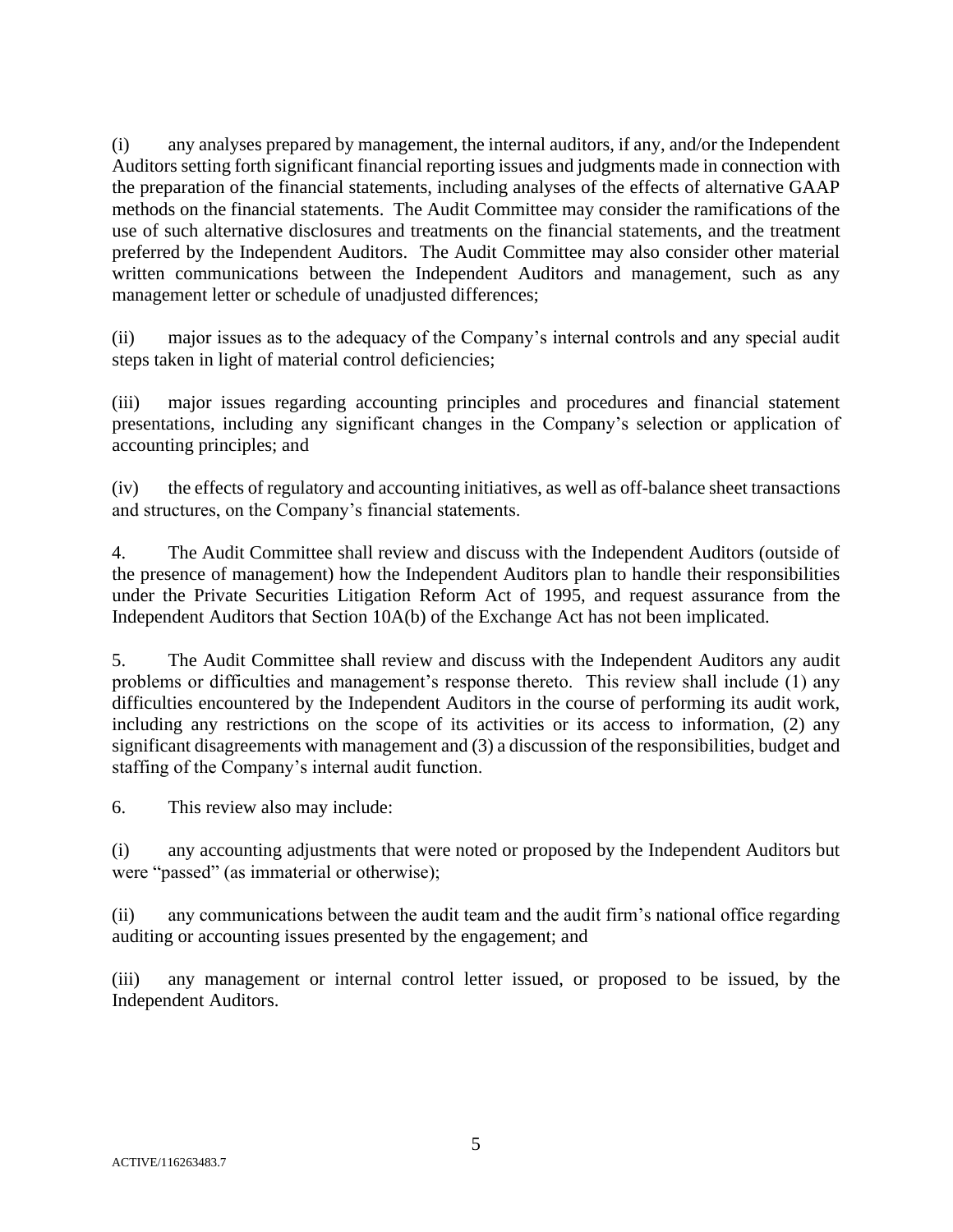(i) any analyses prepared by management, the internal auditors, if any, and/or the Independent Auditors setting forth significant financial reporting issues and judgments made in connection with the preparation of the financial statements, including analyses of the effects of alternative GAAP methods on the financial statements. The Audit Committee may consider the ramifications of the use of such alternative disclosures and treatments on the financial statements, and the treatment preferred by the Independent Auditors. The Audit Committee may also consider other material written communications between the Independent Auditors and management, such as any management letter or schedule of unadjusted differences;

(ii) major issues as to the adequacy of the Company's internal controls and any special audit steps taken in light of material control deficiencies;

(iii) major issues regarding accounting principles and procedures and financial statement presentations, including any significant changes in the Company's selection or application of accounting principles; and

(iv) the effects of regulatory and accounting initiatives, as well as off-balance sheet transactions and structures, on the Company's financial statements.

4. The Audit Committee shall review and discuss with the Independent Auditors (outside of the presence of management) how the Independent Auditors plan to handle their responsibilities under the Private Securities Litigation Reform Act of 1995, and request assurance from the Independent Auditors that Section 10A(b) of the Exchange Act has not been implicated.

5. The Audit Committee shall review and discuss with the Independent Auditors any audit problems or difficulties and management's response thereto. This review shall include (1) any difficulties encountered by the Independent Auditors in the course of performing its audit work, including any restrictions on the scope of its activities or its access to information, (2) any significant disagreements with management and (3) a discussion of the responsibilities, budget and staffing of the Company's internal audit function.

6. This review also may include:

(i) any accounting adjustments that were noted or proposed by the Independent Auditors but were "passed" (as immaterial or otherwise);

(ii) any communications between the audit team and the audit firm's national office regarding auditing or accounting issues presented by the engagement; and

(iii) any management or internal control letter issued, or proposed to be issued, by the Independent Auditors.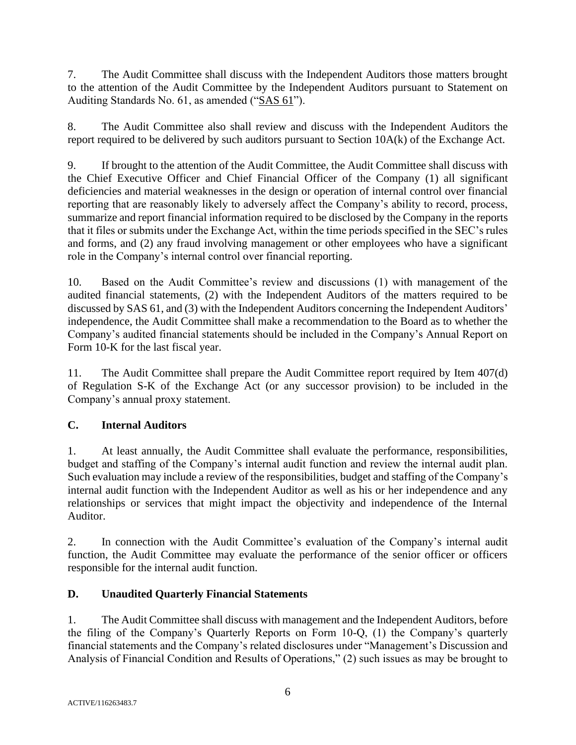7. The Audit Committee shall discuss with the Independent Auditors those matters brought to the attention of the Audit Committee by the Independent Auditors pursuant to Statement on Auditing Standards No. 61, as amended ("SAS 61").

8. The Audit Committee also shall review and discuss with the Independent Auditors the report required to be delivered by such auditors pursuant to Section 10A(k) of the Exchange Act.

9. If brought to the attention of the Audit Committee, the Audit Committee shall discuss with the Chief Executive Officer and Chief Financial Officer of the Company (1) all significant deficiencies and material weaknesses in the design or operation of internal control over financial reporting that are reasonably likely to adversely affect the Company's ability to record, process, summarize and report financial information required to be disclosed by the Company in the reports that it files or submits under the Exchange Act, within the time periods specified in the SEC's rules and forms, and (2) any fraud involving management or other employees who have a significant role in the Company's internal control over financial reporting.

10. Based on the Audit Committee's review and discussions (1) with management of the audited financial statements, (2) with the Independent Auditors of the matters required to be discussed by SAS 61, and (3) with the Independent Auditors concerning the Independent Auditors' independence, the Audit Committee shall make a recommendation to the Board as to whether the Company's audited financial statements should be included in the Company's Annual Report on Form 10-K for the last fiscal year.

11. The Audit Committee shall prepare the Audit Committee report required by Item 407(d) of Regulation S-K of the Exchange Act (or any successor provision) to be included in the Company's annual proxy statement.

### C. Internal Auditors

1. At least annually, the Audit Committee shall evaluate the performance, responsibilities, budget and staffing of the Company's internal audit function and review the internal audit plan. Such evaluation may include a review of the responsibilities, budget and staffing of the Company's internal audit function with the Independent Auditor as well as his or her independence and any relationships or services that might impact the objectivity and independence of the Internal Auditor.

2. In connection with the Audit Committee's evaluation of the Company's internal audit function, the Audit Committee may evaluate the performance of the senior officer or officers responsible for the internal audit function.

### D. Unaudited Quarterly Financial Statements

1. The Audit Committee shall discuss with management and the Independent Auditors, before the filing of the Company's Quarterly Reports on Form 10-Q, (1) the Company's quarterly financial statements and the Company's related disclosures under "Management's Discussion and Analysis of Financial Condition and Results of Operations," (2) such issues as may be brought to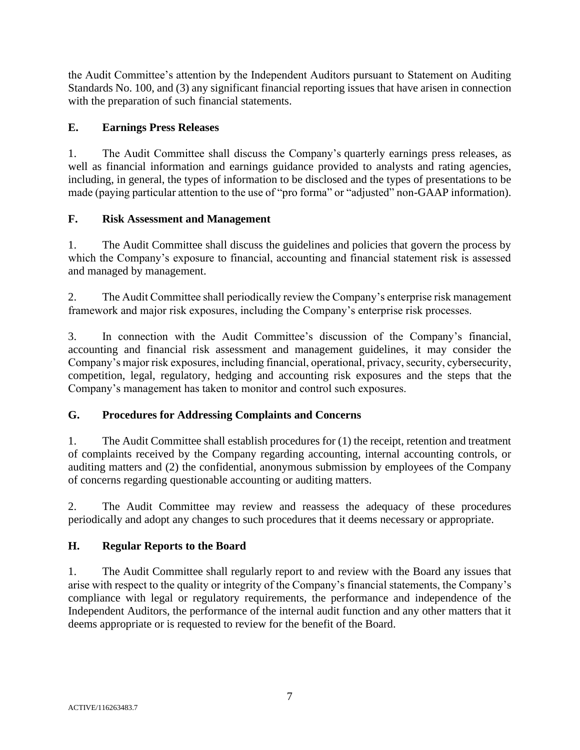the Audit Committee's attention by the Independent Auditors pursuant to Statement on Auditing Standards No. 100, and (3) any significant financial reporting issues that have arisen in connection with the preparation of such financial statements.

### E. Earnings Press Releases

1. The Audit Committee shall discuss the Company's quarterly earnings press releases, as well as financial information and earnings guidance provided to analysts and rating agencies, including, in general, the types of information to be disclosed and the types of presentations to be made (paying particular attention to the use of "pro forma" or "adjusted" non-GAAP information).

### F. Risk Assessment and Management

1. The Audit Committee shall discuss the guidelines and policies that govern the process by which the Company's exposure to financial, accounting and financial statement risk is assessed and managed by management.

2. The Audit Committee shall periodically review the Company's enterprise risk management framework and major risk exposures, including the Company's enterprise risk processes.

3. In connection with the Audit Committee's discussion of the Company's financial, accounting and financial risk assessment and management guidelines, it may consider the Company's major risk exposures, including financial, operational, privacy, security, cybersecurity, competition, legal, regulatory, hedging and accounting risk exposures and the steps that the Company's management has taken to monitor and control such exposures.

### G. Procedures for Addressing Complaints and Concerns

1. The Audit Committee shall establish procedures for (1) the receipt, retention and treatment of complaints received by the Company regarding accounting, internal accounting controls, or auditing matters and (2) the confidential, anonymous submission by employees of the Company of concerns regarding questionable accounting or auditing matters.

2. The Audit Committee may review and reassess the adequacy of these procedures periodically and adopt any changes to such procedures that it deems necessary or appropriate.

### H. Regular Reports to the Board

1. The Audit Committee shall regularly report to and review with the Board any issues that arise with respect to the quality or integrity of the Company's financial statements, the Company's compliance with legal or regulatory requirements, the performance and independence of the Independent Auditors, the performance of the internal audit function and any other matters that it deems appropriate or is requested to review for the benefit of the Board.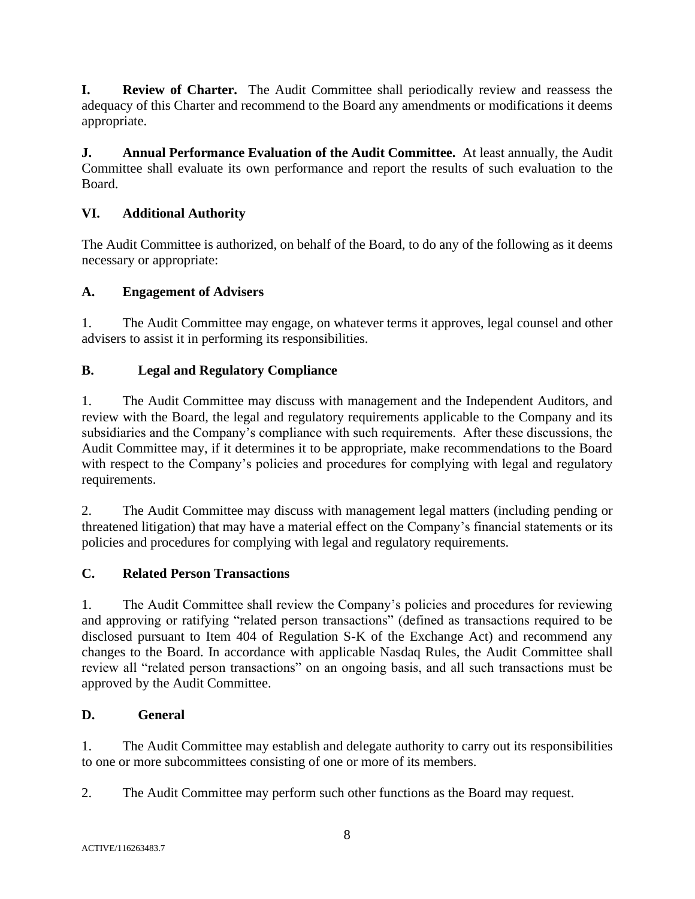**I. Review of Charter.** The Audit Committee shall periodically review and reassess the adequacy of this Charter and recommend to the Board any amendments or modifications it deems appropriate.

**J. Annual Performance Evaluation of the Audit Committee.** At least annually, the Audit Committee shall evaluate its own performance and report the results of such evaluation to the Board.

## VI. Additional Authority

The Audit Committee is authorized, on behalf of the Board, to do any of the following as it deems necessary or appropriate:

### A. Engagement of Advisers

1. The Audit Committee may engage, on whatever terms it approves, legal counsel and other advisers to assist it in performing its responsibilities.

### B. Legal and Regulatory Compliance

1. The Audit Committee may discuss with management and the Independent Auditors, and review with the Board, the legal and regulatory requirements applicable to the Company and its subsidiaries and the Company's compliance with such requirements. After these discussions, the Audit Committee may, if it determines it to be appropriate, make recommendations to the Board with respect to the Company's policies and procedures for complying with legal and regulatory requirements.

2. The Audit Committee may discuss with management legal matters (including pending or threatened litigation) that may have a material effect on the Company's financial statements or its policies and procedures for complying with legal and regulatory requirements.

### C. Related Person Transactions

1. The Audit Committee shall review the Company's policies and procedures for reviewing and approving or ratifying "related person transactions" (defined as transactions required to be disclosed pursuant to Item 404 of Regulation S-K of the Exchange Act) and recommend any changes to the Board. In accordance with applicable Nasdaq Rules, the Audit Committee shall review all "related person transactions" on an ongoing basis, and all such transactions must be approved by the Audit Committee.

### D. General

1. The Audit Committee may establish and delegate authority to carry out its responsibilities to one or more subcommittees consisting of one or more of its members.

2. The Audit Committee may perform such other functions as the Board may request.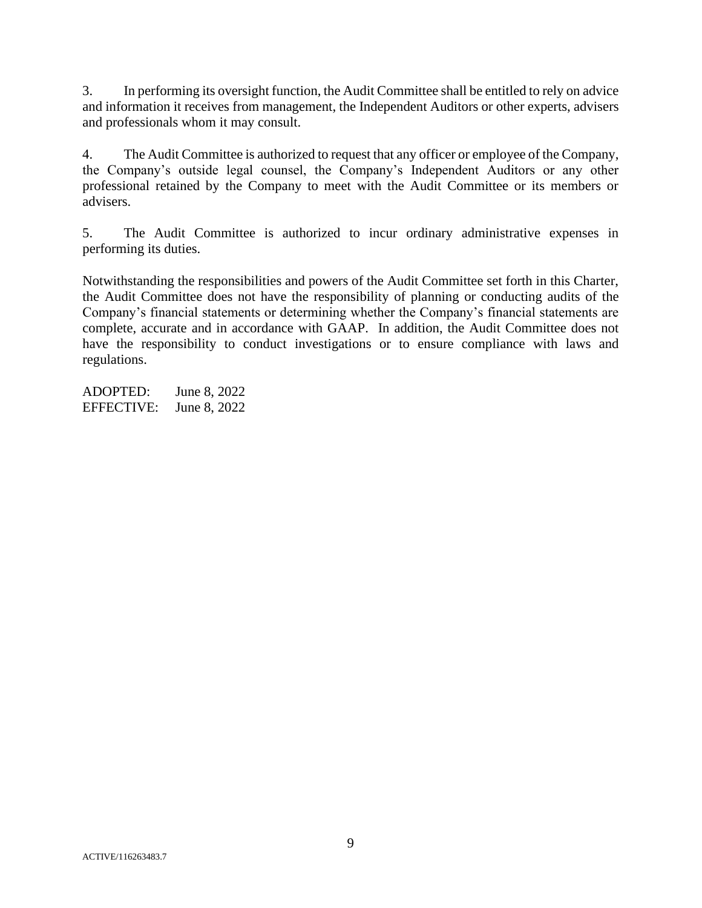3. In performing its oversight function, the Audit Committee shall be entitled to rely on advice and information it receives from management, the Independent Auditors or other experts, advisers and professionals whom it may consult.

4. The Audit Committee is authorized to request that any officer or employee of the Company, the Company's outside legal counsel, the Company's Independent Auditors or any other professional retained by the Company to meet with the Audit Committee or its members or advisers.

5. The Audit Committee is authorized to incur ordinary administrative expenses in performing its duties.

Notwithstanding the responsibilities and powers of the Audit Committee set forth in this Charter, the Audit Committee does not have the responsibility of planning or conducting audits of the Company's financial statements or determining whether the Company's financial statements are complete, accurate and in accordance with GAAP. In addition, the Audit Committee does not have the responsibility to conduct investigations or to ensure compliance with laws and regulations.

ADOPTED: June 8, 2022
EFFECTIVE: June 8, 2022

ACTIVE/116263483.7